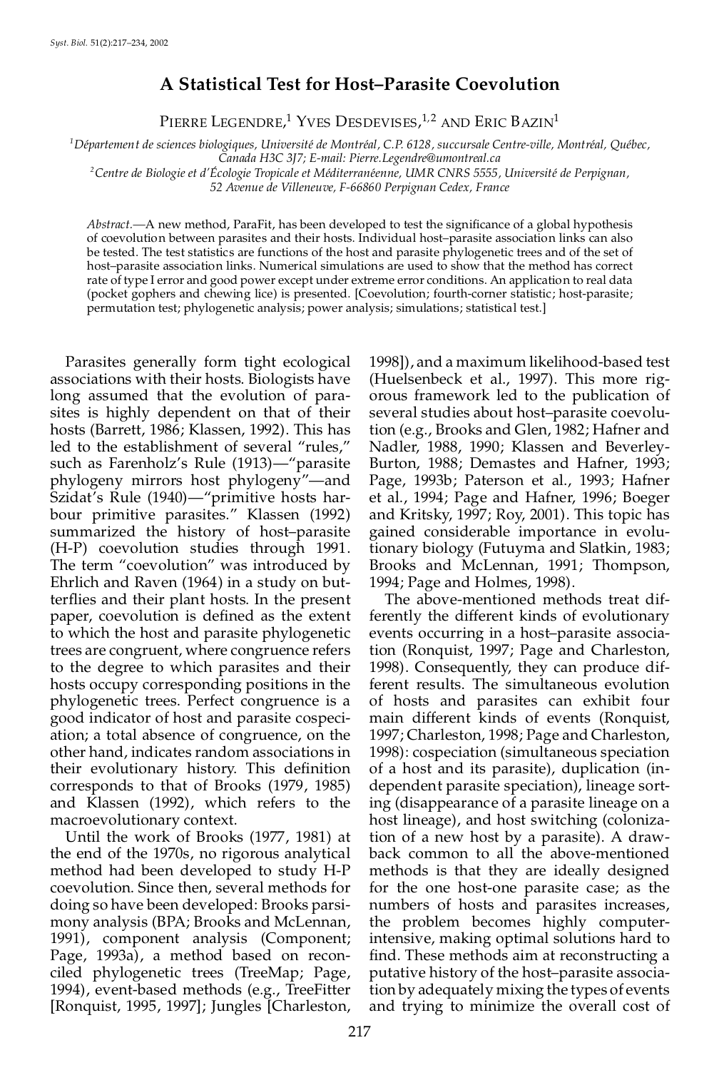# A Statistical Test for Host–Parasite Coevolution

Pierre Legendre,[1] Yves Desdevises,[1,2] and Eric Bazin[1]

[1]Département de sciences biologiques, Université de Montréal, C.P. 6128, succursale Centre-ville, Montréal, Québec, Canada H3C 3J7; E-mail: Pierre.Legendre@umontreal.ca

[2]Centre de Biologie et d'Écologie Tropicale et Méditerranéenne, UMR CNRS 5555, Université de Perpignan, 52 Avenue de Villeneuve, F-66860 Perpignan Cedex, France

*Abstract*.—A new method, ParaFit, has been developed to test the significance of a global hypothesis of coevolution between parasites and their hosts. Individual host–parasite association links can also be tested. The test statistics are functions of the host and parasite phylogenetic trees and of the set of host–parasite association links. Numerical simulations are used to show that the method has correct rate of type I error and good power except under extreme error conditions. An application to real data (pocket gophers and chewing lice) is presented. [Coevolution; fourth-corner statistic; host-parasite; permutation test; phylogenetic analysis; power analysis; simulations; statistical test.]

Parasites generally form tight ecological associations with their hosts. Biologists have long assumed that the evolution of parasites is highly dependent on that of their hosts (Barrett, 1986; Klassen, 1992). This has led to the establishment of several "rules," such as Farenholz's Rule (1913)—"parasite phylogeny mirrors host phylogeny"—and Szidat's Rule (1940)—"primitive hosts harbour primitive parasites." Klassen (1992) summarized the history of host–parasite (H-P) coevolution studies through 1991. The term "coevolution" was introduced by Ehrlich and Raven (1964) in a study on butterflies and their plant hosts. In the present paper, coevolution is defined as the extent to which the host and parasite phylogenetic trees are congruent, where congruence refers to the degree to which parasites and their hosts occupy corresponding positions in the phylogenetic trees. Perfect congruence is a good indicator of host and parasite cospeciation; a total absence of congruence, on the other hand, indicates random associations in their evolutionary history. This definition corresponds to that of Brooks (1979, 1985) and Klassen (1992), which refers to the macroevolutionary context.

Until the work of Brooks (1977, 1981) at the end of the 1970s, no rigorous analytical method had been developed to study H-P coevolution. Since then, several methods for doing so have been developed: Brooks parsimony analysis (BPA; Brooks and McLennan, 1991), component analysis (Component; Page, 1993a), a method based on reconciled phylogenetic trees (TreeMap; Page, 1994), event-based methods (e.g., TreeFitter [Ronquist, 1995, 1997]; Jungles [Charleston, 1998]), and a maximum likelihood-based test (Huelsenbeck et al., 1997). This more rigorous framework led to the publication of several studies about host–parasite coevolution (e.g., Brooks and Glen, 1982; Hafner and Nadler, 1988, 1990; Klassen and Beverley-Burton, 1988; Demastes and Hafner, 1993; Page, 1993b; Paterson et al., 1993; Hafner et al., 1994; Page and Hafner, 1996; Boeger and Kritsky, 1997; Roy, 2001). This topic has gained considerable importance in evolutionary biology (Futuyma and Slatkin, 1983; Brooks and McLennan, 1991; Thompson, 1994; Page and Holmes, 1998).

The above-mentioned methods treat differently the different kinds of evolutionary events occurring in a host–parasite association (Ronquist, 1997; Page and Charleston, 1998). Consequently, they can produce different results. The simultaneous evolution of hosts and parasites can exhibit four main different kinds of events (Ronquist, 1997; Charleston, 1998; Page and Charleston, 1998): cospeciation (simultaneous speciation of a host and its parasite), duplication (independent parasite speciation), lineage sorting (disappearance of a parasite lineage on a host lineage), and host switching (colonization of a new host by a parasite). A drawback common to all the above-mentioned methods is that they are ideally designed for the one host-one parasite case; as the numbers of hosts and parasites increases, the problem becomes highly computer-intensive, making optimal solutions hard to find. These methods aim at reconstructing a putative history of the host–parasite association by adequately mixing the types of events and trying to minimize the overall cost of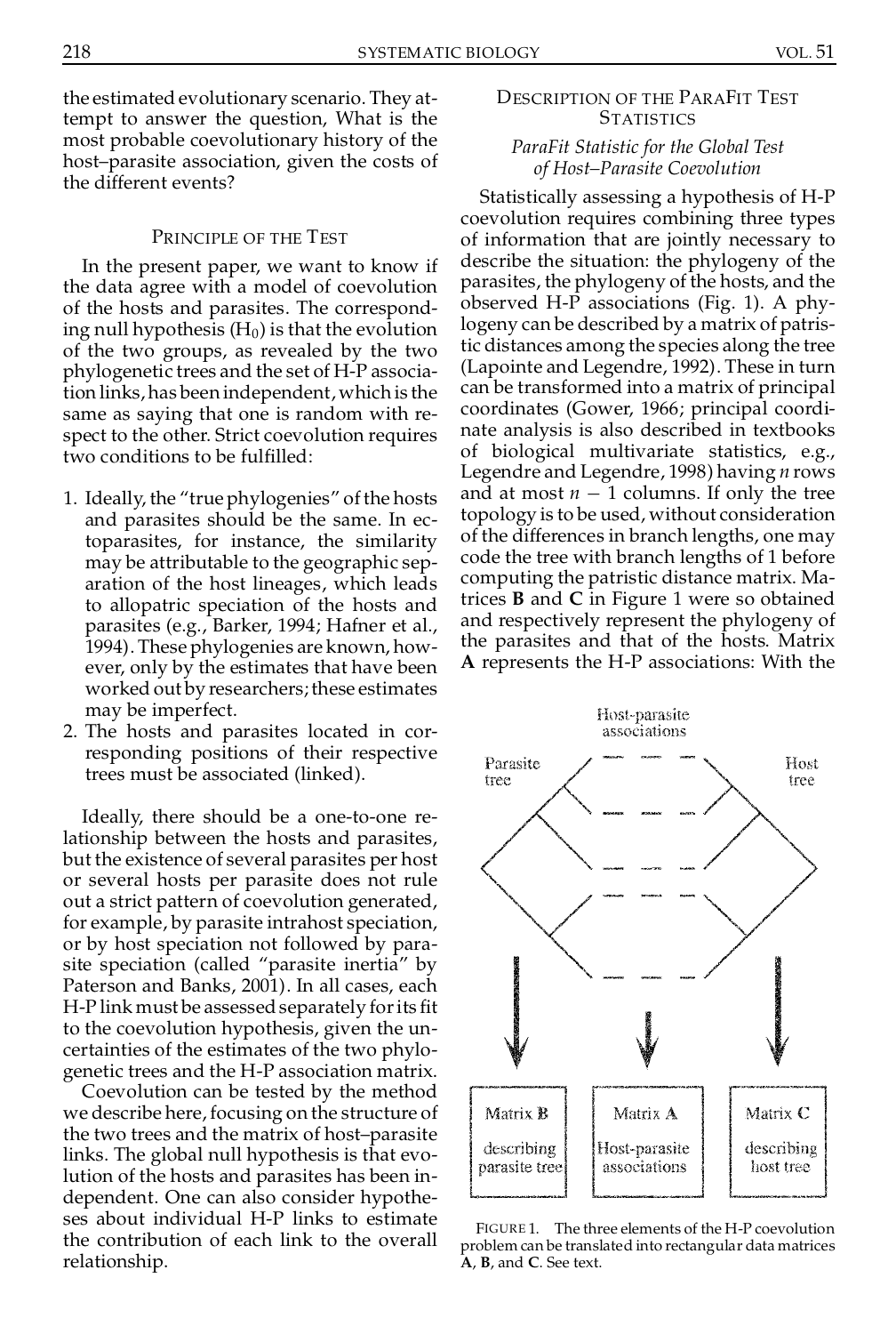the estimated evolutionary scenario. They attempt to answer the question, What is the most probable coevolutionary history of the host–parasite association, given the costs of the different events?

## Principle of the Test

In the present paper, we want to know if the data agree with a model of coevolution of the hosts and parasites. The corresponding null hypothesis ($H_0$) is that the evolution of the two groups, as revealed by the two phylogenetic trees and the set of H-P association links, has been independent, which is the same as saying that one is random with respect to the other. Strict coevolution requires two conditions to be fulfilled:

1. Ideally, the "true phylogenies" of the hosts and parasites should be the same. In ectoparasites, for instance, the similarity may be attributable to the geographic separation of the host lineages, which leads to allopatric speciation of the hosts and parasites (e.g., Barker, 1994; Hafner et al., 1994). These phylogenies are known, however, only by the estimates that have been worked out by researchers; these estimates may be imperfect.
2. The hosts and parasites located in corresponding positions of their respective trees must be associated (linked).

Ideally, there should be a one-to-one relationship between the hosts and parasites, but the existence of several parasites per host or several hosts per parasite does not rule out a strict pattern of coevolution generated, for example, by parasite intrahost speciation, or by host speciation not followed by parasite speciation (called "parasite inertia" by Paterson and Banks, 2001). In all cases, each H-P link must be assessed separately for its fit to the coevolution hypothesis, given the uncertainties of the estimates of the two phylogenetic trees and the H-P association matrix.

Coevolution can be tested by the method we describe here, focusing on the structure of the two trees and the matrix of host–parasite links. The global null hypothesis is that evolution of the hosts and parasites has been independent. One can also consider hypotheses about individual H-P links to estimate the contribution of each link to the overall relationship.

## Description of the ParaFit Test Statistics

### *ParaFit Statistic for the Global Test of Host–Parasite Coevolution*

Statistically assessing a hypothesis of H-P coevolution requires combining three types of information that are jointly necessary to describe the situation: the phylogeny of the parasites, the phylogeny of the hosts, and the observed H-P associations (Fig. 1). A phylogeny can be described by a matrix of patristic distances among the species along the tree (Lapointe and Legendre, 1992). These in turn can be transformed into a matrix of principal coordinates (Gower, 1966; principal coordinate analysis is also described in textbooks of biological multivariate statistics, e.g., Legendre and Legendre, 1998) having $n$ rows and at most $n - 1$ columns. If only the tree topology is to be used, without consideration of the differences in branch lengths, one may code the tree with branch lengths of 1 before computing the patristic distance matrix. Matrices **B** and **C** in Figure 1 were so obtained and respectively represent the phylogeny of the parasites and that of the hosts. Matrix **A** represents the H-P associations: With the

Host-parasite associations

Parasite tree

Host tree

Matrix **B** describing parasite tree

Matrix **A** Host-parasite associations

Matrix **C** describing host tree

FIGURE 1. The three elements of the H-P coevolution problem can be translated into rectangular data matrices **A**, **B**, and **C**. See text.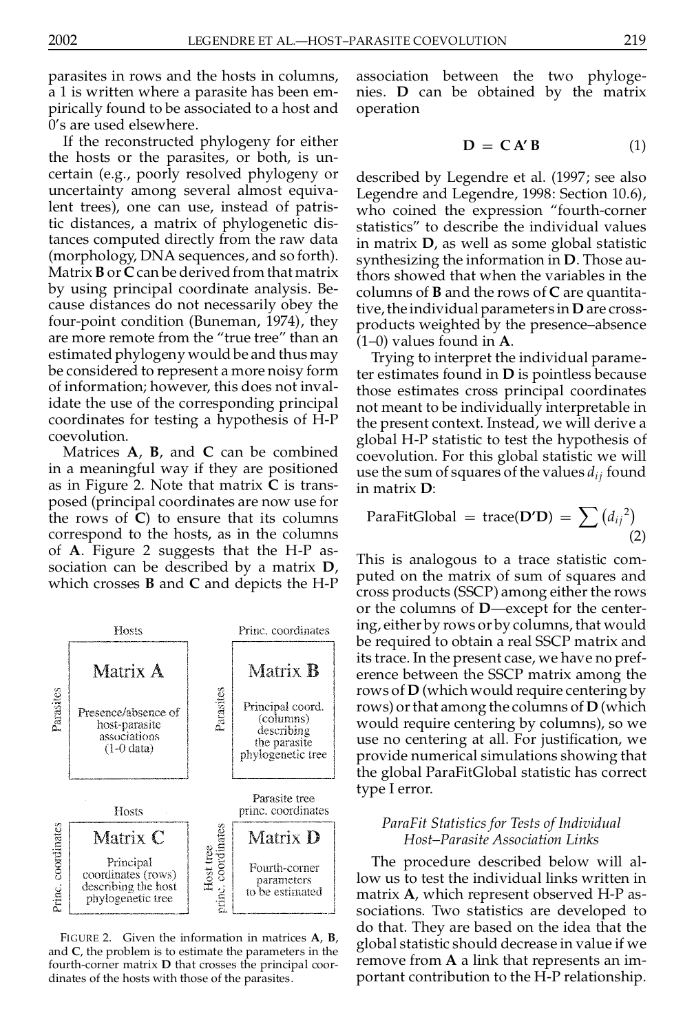parasites in rows and the hosts in columns, a 1 is written where a parasite has been empirically found to be associated to a host and 0's are used elsewhere.

If the reconstructed phylogeny for either the hosts or the parasites, or both, is uncertain (e.g., poorly resolved phylogeny or uncertainty among several almost equivalent trees), one can use, instead of patristic distances, a matrix of phylogenetic distances computed directly from the raw data (morphology, DNA sequences, and so forth). Matrix **B** or **C** can be derived from that matrix by using principal coordinate analysis. Because distances do not necessarily obey the four-point condition (Buneman, 1974), they are more remote from the "true tree" than an estimated phylogeny would be and thus may be considered to represent a more noisy form of information; however, this does not invalidate the use of the corresponding principal coordinates for testing a hypothesis of H-P coevolution.

Matrices **A**, **B**, and **C** can be combined in a meaningful way if they are positioned as in Figure 2. Note that matrix **C** is transposed (principal coordinates are now use for the rows of **C**) to ensure that its columns correspond to the hosts, as in the columns of **A**. Figure 2 suggests that the H-P association can be described by a matrix **D**, which crosses **B** and **C** and depicts the H-P association between the two phylogenies. **D** can be obtained by the matrix operation

$$\mathbf{D} = \mathbf{C}\,\mathbf{A}'\,\mathbf{B} \qquad (1)$$

described by Legendre et al. (1997; see also Legendre and Legendre, 1998: Section 10.6), who coined the expression "fourth-corner statistics" to describe the individual values in matrix **D**, as well as some global statistic synthesizing the information in **D**. Those authors showed that when the variables in the columns of **B** and the rows of **C** are quantitative, the individual parameters in **D** are cross-products weighted by the presence–absence (1–0) values found in **A**.

Trying to interpret the individual parameter estimates found in **D** is pointless because those estimates cross principal coordinates not meant to be individually interpretable in the present context. Instead, we will derive a global H-P statistic to test the hypothesis of coevolution. For this global statistic we will use the sum of squares of the values $d_{ij}$ found in matrix **D**:

$$\text{ParaFitGlobal} = \text{trace}(\mathbf{D}'\mathbf{D}) = \sum \left(d_{ij}^{2}\right) \qquad (2)$$

This is analogous to a trace statistic computed on the matrix of sum of squares and cross products (SSCP) among either the rows or the columns of **D**—except for the centering, either by rows or by columns, that would be required to obtain a real SSCP matrix and its trace. In the present case, we have no preference between the SSCP matrix among the rows of **D** (which would require centering by rows) or that among the columns of **D** (which would require centering by columns), so we use no centering at all. For justification, we provide numerical simulations showing that the global ParaFitGlobal statistic has correct type I error.

Hosts

Princ. coordinates

Matrix A

Parasites

Presence/absence of host-parasite associations (1-0 data)

Matrix B

Parasites

Principal coord. (columns) describing the parasite phylogenetic tree

Hosts

Parasite tree princ. coordinates

Matrix C

Princ. coordinates

Principal coordinates (rows) describing the host phylogenetic tree

Matrix D

Host tree princ. coordinates

Fourth-corner parameters to be estimated

FIGURE 2. Given the information in matrices **A**, **B**, and **C**, the problem is to estimate the parameters in the fourth-corner matrix **D** that crosses the principal coordinates of the hosts with those of the parasites.

### *ParaFit Statistics for Tests of Individual Host–Parasite Association Links*

The procedure described below will allow us to test the individual links written in matrix **A**, which represent observed H-P associations. Two statistics are developed to do that. They are based on the idea that the global statistic should decrease in value if we remove from **A** a link that represents an important contribution to the H-P relationship.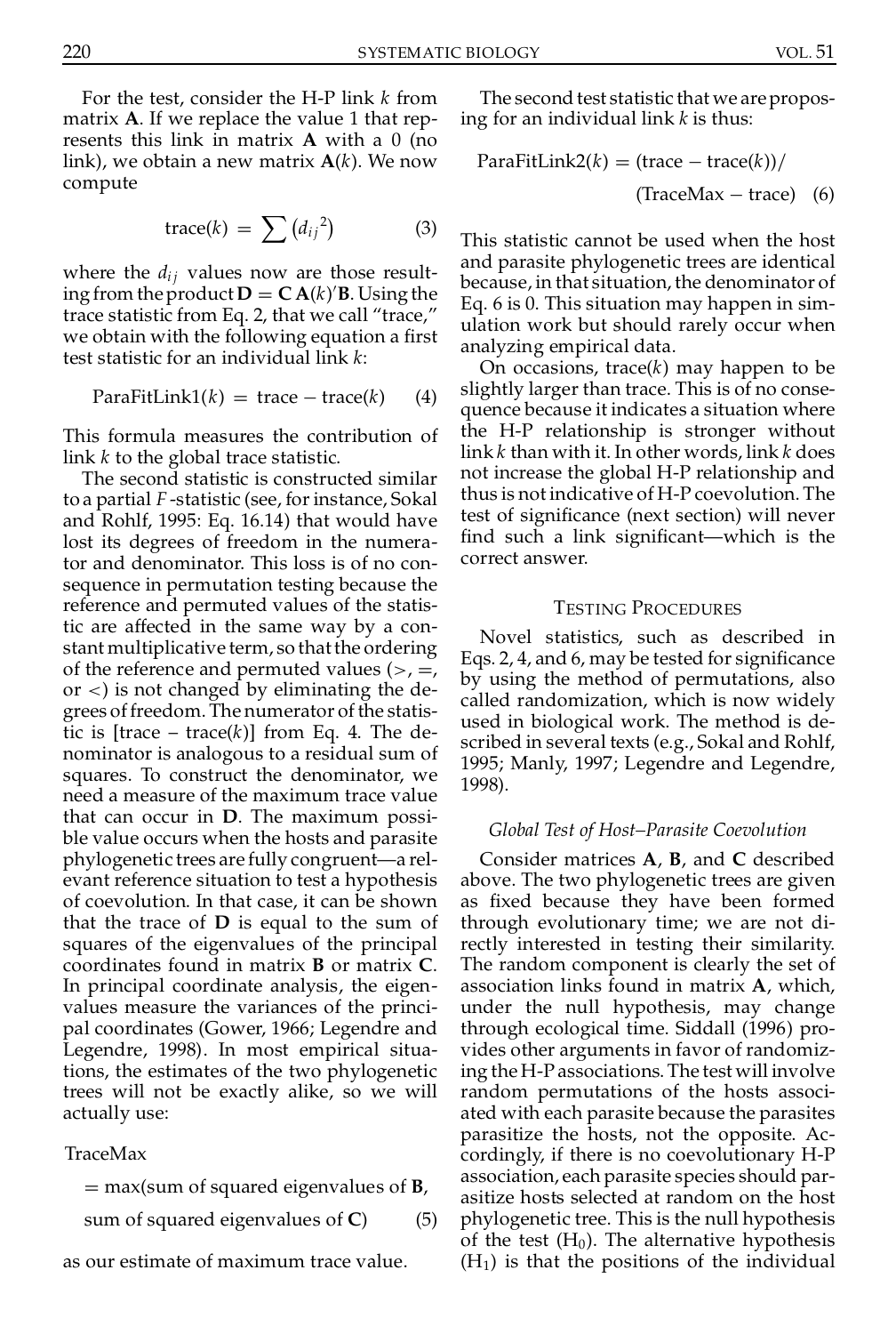For the test, consider the H-P link $k$ from matrix **A**. If we replace the value 1 that represents this link in matrix **A** with a 0 (no link), we obtain a new matrix **A**($k$). We now compute

$$\text{trace}(k) = \sum \left(d_{ij}{}^2\right) \tag{3}$$

where the $d_{ij}$ values now are those resulting from the product $\mathbf{D} = \mathbf{C}\,\mathbf{A}(k)'\mathbf{B}$. Using the trace statistic from Eq. 2, that we call "trace," we obtain with the following equation a first test statistic for an individual link $k$:

$$\text{ParaFitLink1}(k) = \text{trace} - \text{trace}(k) \tag{4}$$

This formula measures the contribution of link $k$ to the global trace statistic.

The second statistic is constructed similar to a partial $F$-statistic (see, for instance, Sokal and Rohlf, 1995: Eq. 16.14) that would have lost its degrees of freedom in the numerator and denominator. This loss is of no consequence in permutation testing because the reference and permuted values of the statistic are affected in the same way by a constant multiplicative term, so that the ordering of the reference and permuted values ($>$, $=$, or $<$) is not changed by eliminating the degrees of freedom. The numerator of the statistic is [trace − trace($k$)] from Eq. 4. The denominator is analogous to a residual sum of squares. To construct the denominator, we need a measure of the maximum trace value that can occur in **D**. The maximum possible value occurs when the hosts and parasite phylogenetic trees are fully congruent—a relevant reference situation to test a hypothesis of coevolution. In that case, it can be shown that the trace of **D** is equal to the sum of squares of the eigenvalues of the principal coordinates found in matrix **B** or matrix **C**. In principal coordinate analysis, the eigenvalues measure the variances of the principal coordinates (Gower, 1966; Legendre and Legendre, 1998). In most empirical situations, the estimates of the two phylogenetic trees will not be exactly alike, so we will actually use:

$$\begin{aligned}\text{TraceMax} &= \max(\text{sum of squared eigenvalues of } \mathbf{B},\\ &\quad \text{sum of squared eigenvalues of } \mathbf{C})\end{aligned} \tag{5}$$

as our estimate of maximum trace value.

The second test statistic that we are proposing for an individual link $k$ is thus:

$$\text{ParaFitLink2}(k) = (\text{trace} - \text{trace}(k)) / (\text{TraceMax} - \text{trace}) \tag{6}$$

This statistic cannot be used when the host and parasite phylogenetic trees are identical because, in that situation, the denominator of Eq. 6 is 0. This situation may happen in simulation work but should rarely occur when analyzing empirical data.

On occasions, trace($k$) may happen to be slightly larger than trace. This is of no consequence because it indicates a situation where the H-P relationship is stronger without link $k$ than with it. In other words, link $k$ does not increase the global H-P relationship and thus is not indicative of H-P coevolution. The test of significance (next section) will never find such a link significant—which is the correct answer.

## Testing Procedures

Novel statistics, such as described in Eqs. 2, 4, and 6, may be tested for significance by using the method of permutations, also called randomization, which is now widely used in biological work. The method is described in several texts (e.g., Sokal and Rohlf, 1995; Manly, 1997; Legendre and Legendre, 1998).

### *Global Test of Host–Parasite Coevolution*

Consider matrices **A**, **B**, and **C** described above. The two phylogenetic trees are given as fixed because they have been formed through evolutionary time; we are not directly interested in testing their similarity. The random component is clearly the set of association links found in matrix **A**, which, under the null hypothesis, may change through ecological time. Siddall (1996) provides other arguments in favor of randomizing the H-P associations. The test will involve random permutations of the hosts associated with each parasite because the parasites parasitize the hosts, not the opposite. Accordingly, if there is no coevolutionary H-P association, each parasite species should parasitize hosts selected at random on the host phylogenetic tree. This is the null hypothesis of the test ($H_0$). The alternative hypothesis ($H_1$) is that the positions of the individual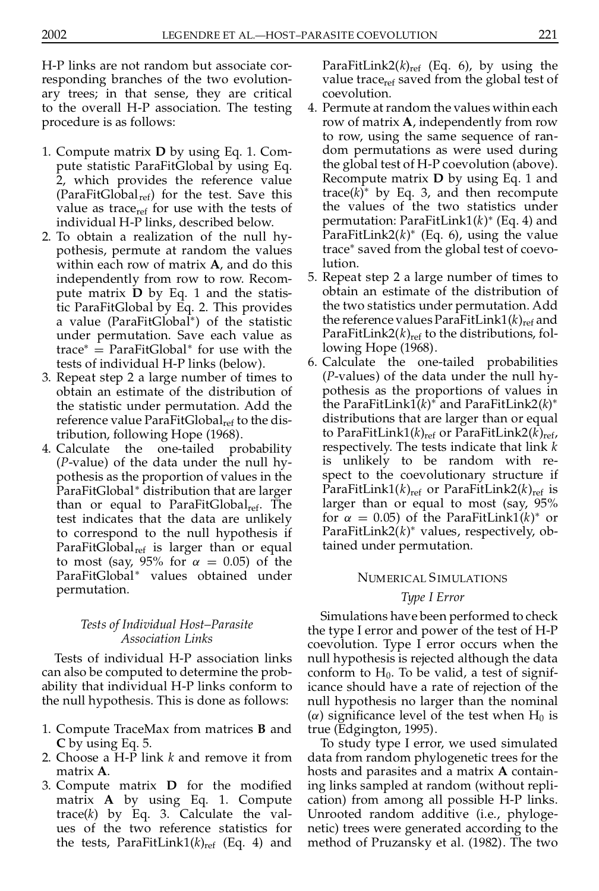H-P links are not random but associate corresponding branches of the two evolutionary trees; in that sense, they are critical to the overall H-P association. The testing procedure is as follows:

1. Compute matrix **D** by using Eq. 1. Compute statistic ParaFitGlobal by using Eq. 2, which provides the reference value ($\text{ParaFitGlobal}_{\text{ref}}$) for the test. Save this value as $\text{trace}_{\text{ref}}$ for use with the tests of individual H-P links, described below.
2. To obtain a realization of the null hypothesis, permute at random the values within each row of matrix **A**, and do this independently from row to row. Recompute matrix **D** by Eq. 1 and the statistic ParaFitGlobal by Eq. 2. This provides a value ($\text{ParaFitGlobal}^*$) of the statistic under permutation. Save each value as $\text{trace}^* = \text{ParaFitGlobal}^*$ for use with the tests of individual H-P links (below).
3. Repeat step 2 a large number of times to obtain an estimate of the distribution of the statistic under permutation. Add the reference value $\text{ParaFitGlobal}_{\text{ref}}$ to the distribution, following Hope (1968).
4. Calculate the one-tailed probability (*P*-value) of the data under the null hypothesis as the proportion of values in the $\text{ParaFitGlobal}^*$ distribution that are larger than or equal to $\text{ParaFitGlobal}_{\text{ref}}$. The test indicates that the data are unlikely to correspond to the null hypothesis if $\text{ParaFitGlobal}_{\text{ref}}$ is larger than or equal to most (say, 95% for $\alpha = 0.05$) of the $\text{ParaFitGlobal}^*$ values obtained under permutation.

### *Tests of Individual Host–Parasite Association Links*

Tests of individual H-P association links can also be computed to determine the probability that individual H-P links conform to the null hypothesis. This is done as follows:

1. Compute TraceMax from matrices **B** and **C** by using Eq. 5.
2. Choose a H-P link $k$ and remove it from matrix **A**.
3. Compute matrix **D** for the modified matrix **A** by using Eq. 1. Compute $\text{trace}(k)$ by Eq. 3. Calculate the values of the two reference statistics for the tests, $\text{ParaFitLink1}(k)_{\text{ref}}$ (Eq. 4) and $\text{ParaFitLink2}(k)_{\text{ref}}$ (Eq. 6), by using the value $\text{trace}_{\text{ref}}$ saved from the global test of coevolution.
4. Permute at random the values within each row of matrix **A**, independently from row to row, using the same sequence of random permutations as were used during the global test of H-P coevolution (above). Recompute matrix **D** by using Eq. 1 and $\text{trace}(k)^*$ by Eq. 3, and then recompute the values of the two statistics under permutation: $\text{ParaFitLink1}(k)^*$ (Eq. 4) and $\text{ParaFitLink2}(k)^*$ (Eq. 6), using the value $\text{trace}^*$ saved from the global test of coevolution.
5. Repeat step 2 a large number of times to obtain an estimate of the distribution of the two statistics under permutation. Add the reference values $\text{ParaFitLink1}(k)_{\text{ref}}$ and $\text{ParaFitLink2}(k)_{\text{ref}}$ to the distributions, following Hope (1968).
6. Calculate the one-tailed probabilities (*P*-values) of the data under the null hypothesis as the proportions of values in the $\text{ParaFitLink1}(k)^*$ and $\text{ParaFitLink2}(k)^*$ distributions that are larger than or equal to $\text{ParaFitLink1}(k)_{\text{ref}}$ or $\text{ParaFitLink2}(k)_{\text{ref}}$, respectively. The tests indicate that link $k$ is unlikely to be random with respect to the coevolutionary structure if $\text{ParaFitLink1}(k)_{\text{ref}}$ or $\text{ParaFitLink2}(k)_{\text{ref}}$ is larger than or equal to most (say, 95% for $\alpha = 0.05$) of the $\text{ParaFitLink1}(k)^*$ or $\text{ParaFitLink2}(k)^*$ values, respectively, obtained under permutation.

## Numerical Simulations

### *Type I Error*

Simulations have been performed to check the type I error and power of the test of H-P coevolution. Type I error occurs when the null hypothesis is rejected although the data conform to $H_0$. To be valid, a test of significance should have a rate of rejection of the null hypothesis no larger than the nominal ($\alpha$) significance level of the test when $H_0$ is true (Edgington, 1995).

To study type I error, we used simulated data from random phylogenetic trees for the hosts and parasites and a matrix **A** containing links sampled at random (without replication) from among all possible H-P links. Unrooted random additive (i.e., phylogenetic) trees were generated according to the method of Pruzansky et al. (1982). The two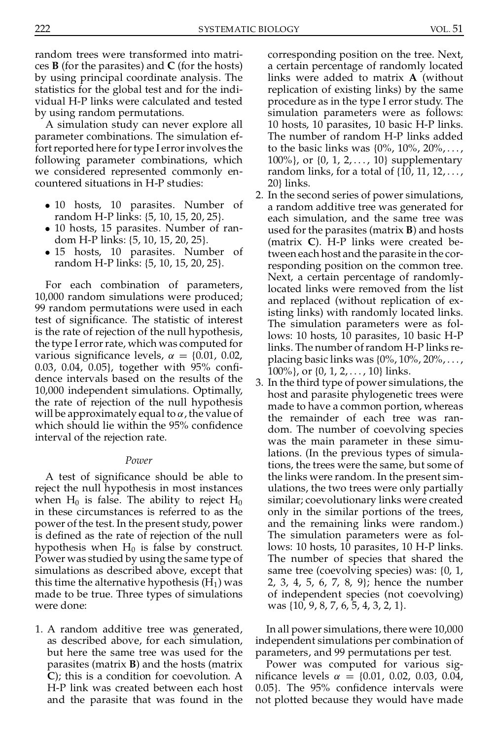random trees were transformed into matrices **B** (for the parasites) and **C** (for the hosts) by using principal coordinate analysis. The statistics for the global test and for the individual H-P links were calculated and tested by using random permutations.

A simulation study can never explore all parameter combinations. The simulation effort reported here for type I error involves the following parameter combinations, which we considered represented commonly encountered situations in H-P studies:

- 10 hosts, 10 parasites. Number of random H-P links: {5, 10, 15, 20, 25}.
- 10 hosts, 15 parasites. Number of random H-P links: {5, 10, 15, 20, 25}.
- 15 hosts, 10 parasites. Number of random H-P links: {5, 10, 15, 20, 25}.

For each combination of parameters, 10,000 random simulations were produced; 99 random permutations were used in each test of significance. The statistic of interest is the rate of rejection of the null hypothesis, the type I error rate, which was computed for various significance levels, $\alpha = \{0.01, 0.02, 0.03, 0.04, 0.05\}$, together with 95% confidence intervals based on the results of the 10,000 independent simulations. Optimally, the rate of rejection of the null hypothesis will be approximately equal to $\alpha$, the value of which should lie within the 95% confidence interval of the rejection rate.

### *Power*

A test of significance should be able to reject the null hypothesis in most instances when $H_0$ is false. The ability to reject $H_0$ in these circumstances is referred to as the power of the test. In the present study, power is defined as the rate of rejection of the null hypothesis when $H_0$ is false by construct. Power was studied by using the same type of simulations as described above, except that this time the alternative hypothesis ($H_1$) was made to be true. Three types of simulations were done:

1. A random additive tree was generated, as described above, for each simulation, but here the same tree was used for the parasites (matrix **B**) and the hosts (matrix **C**); this is a condition for coevolution. A H-P link was created between each host and the parasite that was found in the corresponding position on the tree. Next, a certain percentage of randomly located links were added to matrix **A** (without replication of existing links) by the same procedure as in the type I error study. The simulation parameters were as follows: 10 hosts, 10 parasites, 10 basic H-P links. The number of random H-P links added to the basic links was {0%, 10%, 20%, ..., 100%}, or {0, 1, 2, ..., 10} supplementary random links, for a total of {10, 11, 12, ..., 20} links.
2. In the second series of power simulations, a random additive tree was generated for each simulation, and the same tree was used for the parasites (matrix **B**) and hosts (matrix **C**). H-P links were created between each host and the parasite in the corresponding position on the common tree. Next, a certain percentage of randomly-located links were removed from the list and replaced (without replication of existing links) with randomly located links. The simulation parameters were as follows: 10 hosts, 10 parasites, 10 basic H-P links. The number of random H-P links replacing basic links was {0%, 10%, 20%, ..., 100%}, or {0, 1, 2, ..., 10} links.
3. In the third type of power simulations, the host and parasite phylogenetic trees were made to have a common portion, whereas the remainder of each tree was random. The number of coevolving species was the main parameter in these simulations. (In the previous types of simulations, the trees were the same, but some of the links were random. In the present simulations, the two trees were only partially similar; coevolutionary links were created only in the similar portions of the trees, and the remaining links were random.) The simulation parameters were as follows: 10 hosts, 10 parasites, 10 H-P links. The number of species that shared the same tree (coevolving species) was: {0, 1, 2, 3, 4, 5, 6, 7, 8, 9}; hence the number of independent species (not coevolving) was {10, 9, 8, 7, 6, 5, 4, 3, 2, 1}.

In all power simulations, there were 10,000 independent simulations per combination of parameters, and 99 permutations per test.

Power was computed for various significance levels $\alpha = \{0.01, 0.02, 0.03, 0.04, 0.05\}$. The 95% confidence intervals were not plotted because they would have made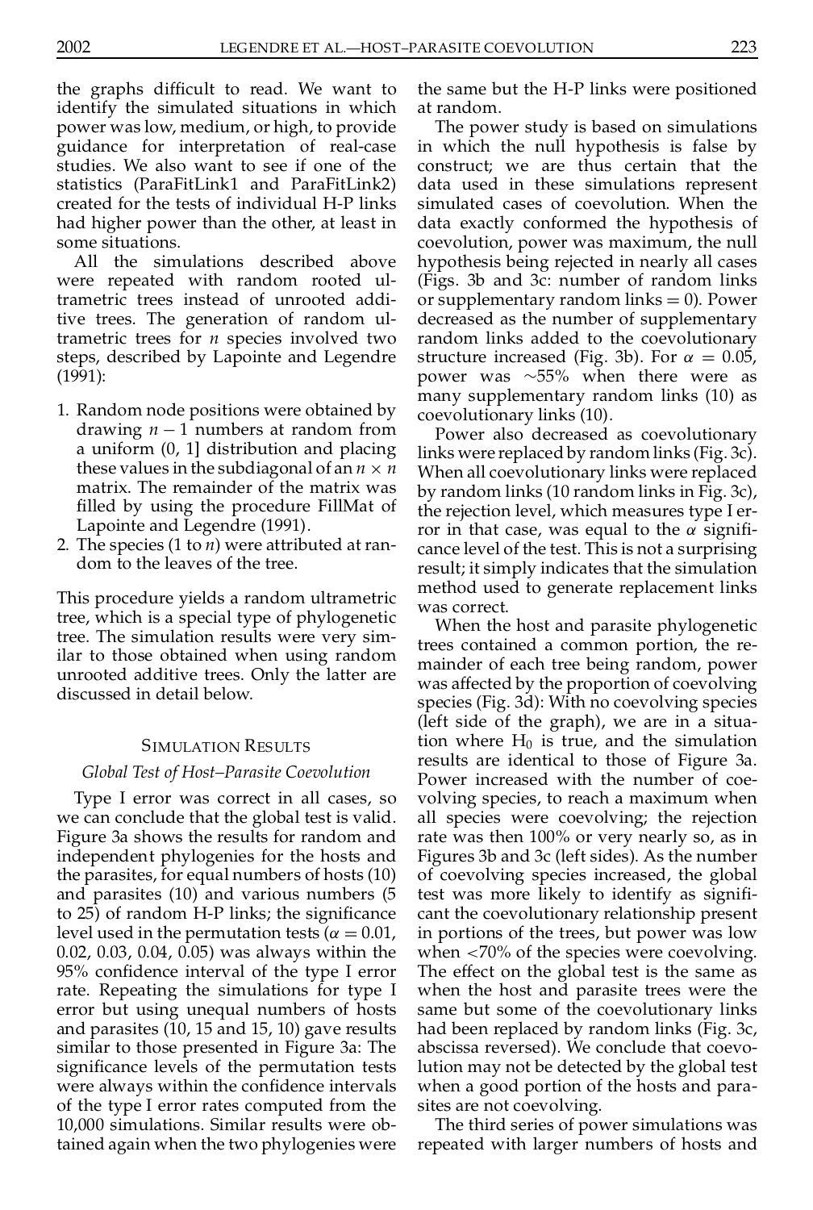the graphs difficult to read. We want to identify the simulated situations in which power was low, medium, or high, to provide guidance for interpretation of real-case studies. We also want to see if one of the statistics (ParaFitLink1 and ParaFitLink2) created for the tests of individual H-P links had higher power than the other, at least in some situations.

All the simulations described above were repeated with random rooted ultrametric trees instead of unrooted additive trees. The generation of random ultrametric trees for $n$ species involved two steps, described by Lapointe and Legendre (1991):

1. Random node positions were obtained by drawing $n - 1$ numbers at random from a uniform (0, 1] distribution and placing these values in the subdiagonal of an $n \times n$ matrix. The remainder of the matrix was filled by using the procedure FillMat of Lapointe and Legendre (1991).
2. The species (1 to $n$) were attributed at random to the leaves of the tree.

This procedure yields a random ultrametric tree, which is a special type of phylogenetic tree. The simulation results were very similar to those obtained when using random unrooted additive trees. Only the latter are discussed in detail below.

## Simulation Results

### *Global Test of Host–Parasite Coevolution*

Type I error was correct in all cases, so we can conclude that the global test is valid. Figure 3a shows the results for random and independent phylogenies for the hosts and the parasites, for equal numbers of hosts (10) and parasites (10) and various numbers (5 to 25) of random H-P links; the significance level used in the permutation tests ($\alpha = 0.01$, 0.02, 0.03, 0.04, 0.05) was always within the 95% confidence interval of the type I error rate. Repeating the simulations for type I error but using unequal numbers of hosts and parasites (10, 15 and 15, 10) gave results similar to those presented in Figure 3a: The significance levels of the permutation tests were always within the confidence intervals of the type I error rates computed from the 10,000 simulations. Similar results were obtained again when the two phylogenies were the same but the H-P links were positioned at random.

The power study is based on simulations in which the null hypothesis is false by construct; we are thus certain that the data used in these simulations represent simulated cases of coevolution. When the data exactly conformed the hypothesis of coevolution, power was maximum, the null hypothesis being rejected in nearly all cases (Figs. 3b and 3c: number of random links or supplementary random links = 0). Power decreased as the number of supplementary random links added to the coevolutionary structure increased (Fig. 3b). For $\alpha = 0.05$, power was ~55% when there were as many supplementary random links (10) as coevolutionary links (10).

Power also decreased as coevolutionary links were replaced by random links (Fig. 3c). When all coevolutionary links were replaced by random links (10 random links in Fig. 3c), the rejection level, which measures type I error in that case, was equal to the $\alpha$ significance level of the test. This is not a surprising result; it simply indicates that the simulation method used to generate replacement links was correct.

When the host and parasite phylogenetic trees contained a common portion, the remainder of each tree being random, power was affected by the proportion of coevolving species (Fig. 3d): With no coevolving species (left side of the graph), we are in a situation where $H_0$ is true, and the simulation results are identical to those of Figure 3a. Power increased with the number of coevolving species, to reach a maximum when all species were coevolving; the rejection rate was then 100% or very nearly so, as in Figures 3b and 3c (left sides). As the number of coevolving species increased, the global test was more likely to identify as significant the coevolutionary relationship present in portions of the trees, but power was low when <70% of the species were coevolving. The effect on the global test is the same as when the host and parasite trees were the same but some of the coevolutionary links had been replaced by random links (Fig. 3c, abscissa reversed). We conclude that coevolution may not be detected by the global test when a good portion of the hosts and parasites are not coevolving.

The third series of power simulations was repeated with larger numbers of hosts and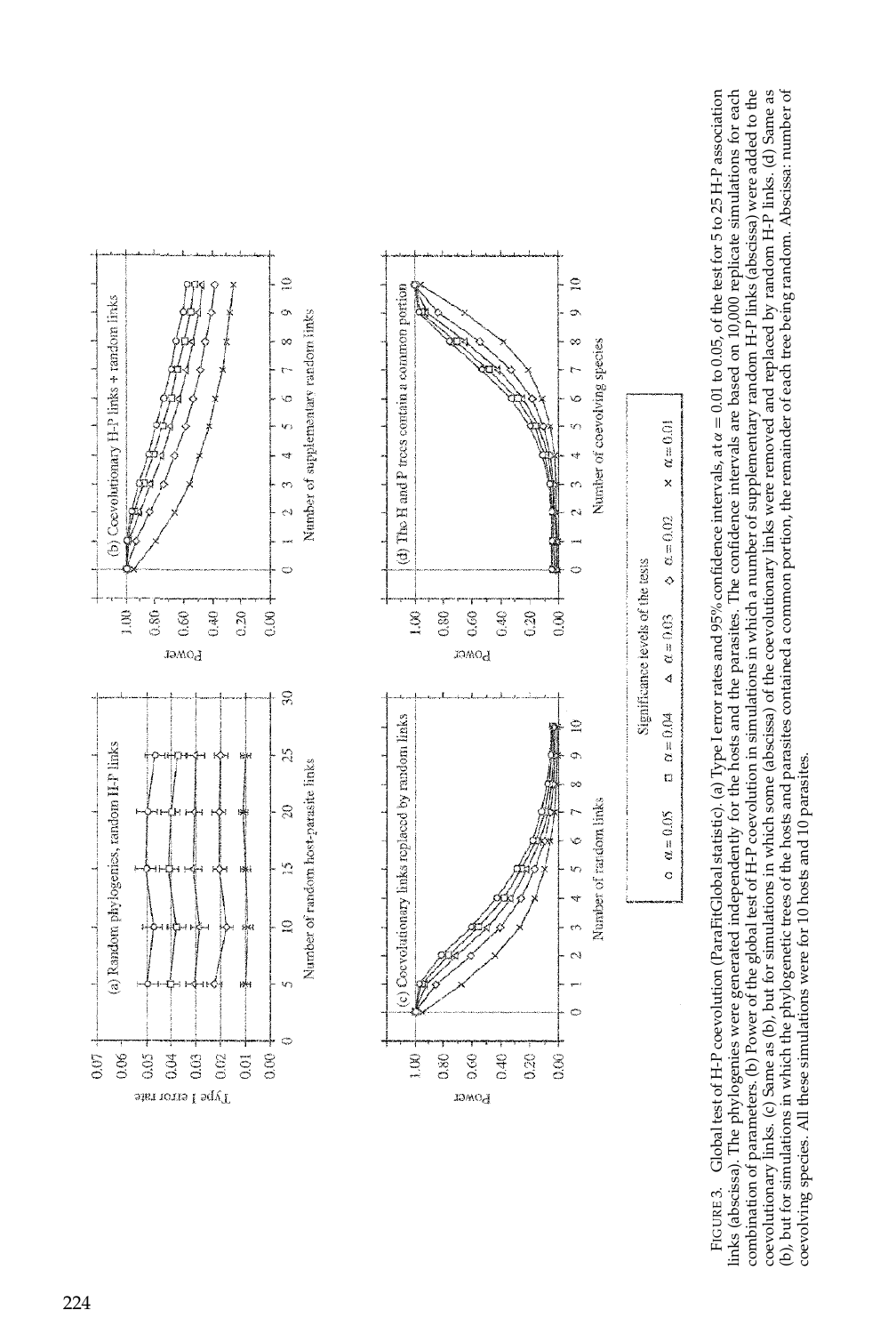(a) Random phylogenies, random H-P links

Type I error rate

0.07
0.06
0.05
0.04
0.03
0.02
0.01
0.00

0 5 10 15 20 25 30

Number of random host-parasite links

(b) Coevolutionary H-P links + random links

Power

1.00
0.80
0.60
0.40
0.20
0.00

0 1 2 3 4 5 6 7 8 9 10

Number of supplementary random links

(c) Coevolutionary links replaced by random links

Power

1.00
0.80
0.60
0.40
0.20
0.00

0 1 2 3 4 5 6 7 8 9 10

Number of random links

(d) The H and P trees contain a common portion

Power

1.00
0.80
0.60
0.40
0.20
0.00

0 1 2 3 4 5 6 7 8 9 10

Number of coevolving species

Significance levels of the tests

○ $\alpha = 0.05$ □ $\alpha = 0.04$ △ $\alpha = 0.03$ ◇ $\alpha = 0.02$ × $\alpha = 0.01$

FIGURE 3. Global test of H-P coevolution (ParaFitGlobal statistic). (a) Type I error rates and 95% confidence intervals, at $\alpha = 0.01$ to 0.05, of the test for 5 to 25 H-P association links (abscissa). The phylogenies were generated independently for the hosts and the parasites. The confidence intervals are based on 10,000 replicate simulations for each combination of parameters. (b) Power of the global test of H-P coevolution in simulations in which a number of supplementary random H-P links (abscissa) were added to the coevolutionary links. (c) Same as (b), but for simulations in which some (abscissa) of the coevolutionary links were removed and replaced by random H-P links. (d) Same as (b), but for simulations in which the phylogenetic trees of the hosts and parasites contained a common portion, the remainder of each tree being random. Abscissa: number of coevolving species. All these simulations were for 10 hosts and 10 parasites.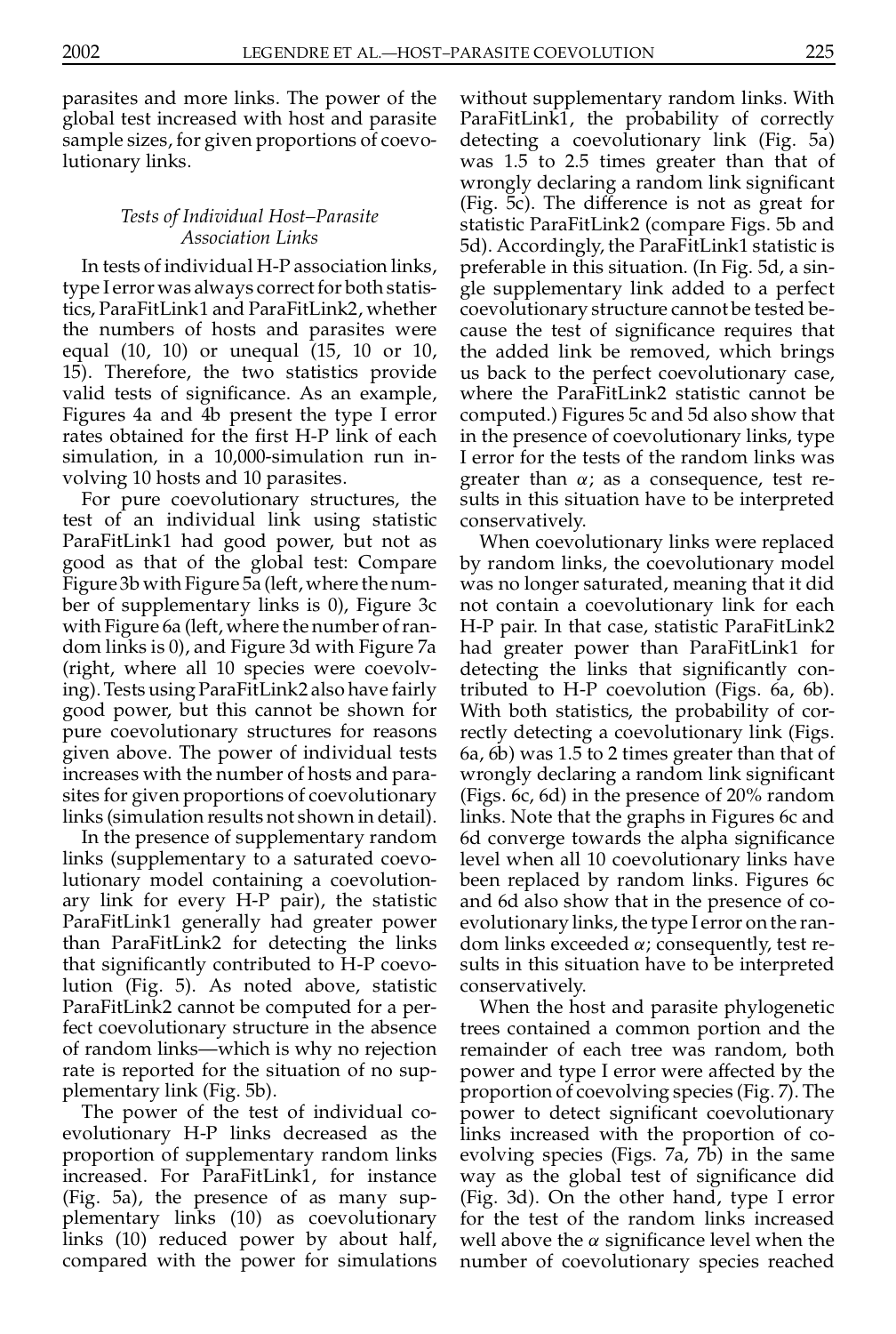parasites and more links. The power of the global test increased with host and parasite sample sizes, for given proportions of coevolutionary links.

### *Tests of Individual Host–Parasite Association Links*

In tests of individual H-P association links, type I error was always correct for both statistics, ParaFitLink1 and ParaFitLink2, whether the numbers of hosts and parasites were equal (10, 10) or unequal (15, 10 or 10, 15). Therefore, the two statistics provide valid tests of significance. As an example, Figures 4a and 4b present the type I error rates obtained for the first H-P link of each simulation, in a 10,000-simulation run involving 10 hosts and 10 parasites.

For pure coevolutionary structures, the test of an individual link using statistic ParaFitLink1 had good power, but not as good as that of the global test: Compare Figure 3b with Figure 5a (left, where the number of supplementary links is 0), Figure 3c with Figure 6a (left, where the number of random links is 0), and Figure 3d with Figure 7a (right, where all 10 species were coevolving). Tests using ParaFitLink2 also have fairly good power, but this cannot be shown for pure coevolutionary structures for reasons given above. The power of individual tests increases with the number of hosts and parasites for given proportions of coevolutionary links (simulation results not shown in detail).

In the presence of supplementary random links (supplementary to a saturated coevolutionary model containing a coevolutionary link for every H-P pair), the statistic ParaFitLink1 generally had greater power than ParaFitLink2 for detecting the links that significantly contributed to H-P coevolution (Fig. 5). As noted above, statistic ParaFitLink2 cannot be computed for a perfect coevolutionary structure in the absence of random links—which is why no rejection rate is reported for the situation of no supplementary link (Fig. 5b).

The power of the test of individual coevolutionary H-P links decreased as the proportion of supplementary random links increased. For ParaFitLink1, for instance (Fig. 5a), the presence of as many supplementary links (10) as coevolutionary links (10) reduced power by about half, compared with the power for simulations without supplementary random links. With ParaFitLink1, the probability of correctly detecting a coevolutionary link (Fig. 5a) was 1.5 to 2.5 times greater than that of wrongly declaring a random link significant (Fig. 5c). The difference is not as great for statistic ParaFitLink2 (compare Figs. 5b and 5d). Accordingly, the ParaFitLink1 statistic is preferable in this situation. (In Fig. 5d, a single supplementary link added to a perfect coevolutionary structure cannot be tested because the test of significance requires that the added link be removed, which brings us back to the perfect coevolutionary case, where the ParaFitLink2 statistic cannot be computed.) Figures 5c and 5d also show that in the presence of coevolutionary links, type I error for the tests of the random links was greater than $\alpha$; as a consequence, test results in this situation have to be interpreted conservatively.

When coevolutionary links were replaced by random links, the coevolutionary model was no longer saturated, meaning that it did not contain a coevolutionary link for each H-P pair. In that case, statistic ParaFitLink2 had greater power than ParaFitLink1 for detecting the links that significantly contributed to H-P coevolution (Figs. 6a, 6b). With both statistics, the probability of correctly detecting a coevolutionary link (Figs. 6a, 6b) was 1.5 to 2 times greater than that of wrongly declaring a random link significant (Figs. 6c, 6d) in the presence of 20% random links. Note that the graphs in Figures 6c and 6d converge towards the alpha significance level when all 10 coevolutionary links have been replaced by random links. Figures 6c and 6d also show that in the presence of coevolutionary links, the type I error on the random links exceeded $\alpha$; consequently, test results in this situation have to be interpreted conservatively.

When the host and parasite phylogenetic trees contained a common portion and the remainder of each tree was random, both power and type I error were affected by the proportion of coevolving species (Fig. 7). The power to detect significant coevolutionary links increased with the proportion of coevolving species (Figs. 7a, 7b) in the same way as the global test of significance did (Fig. 3d). On the other hand, type I error for the test of the random links increased well above the $\alpha$ significance level when the number of coevolutionary species reached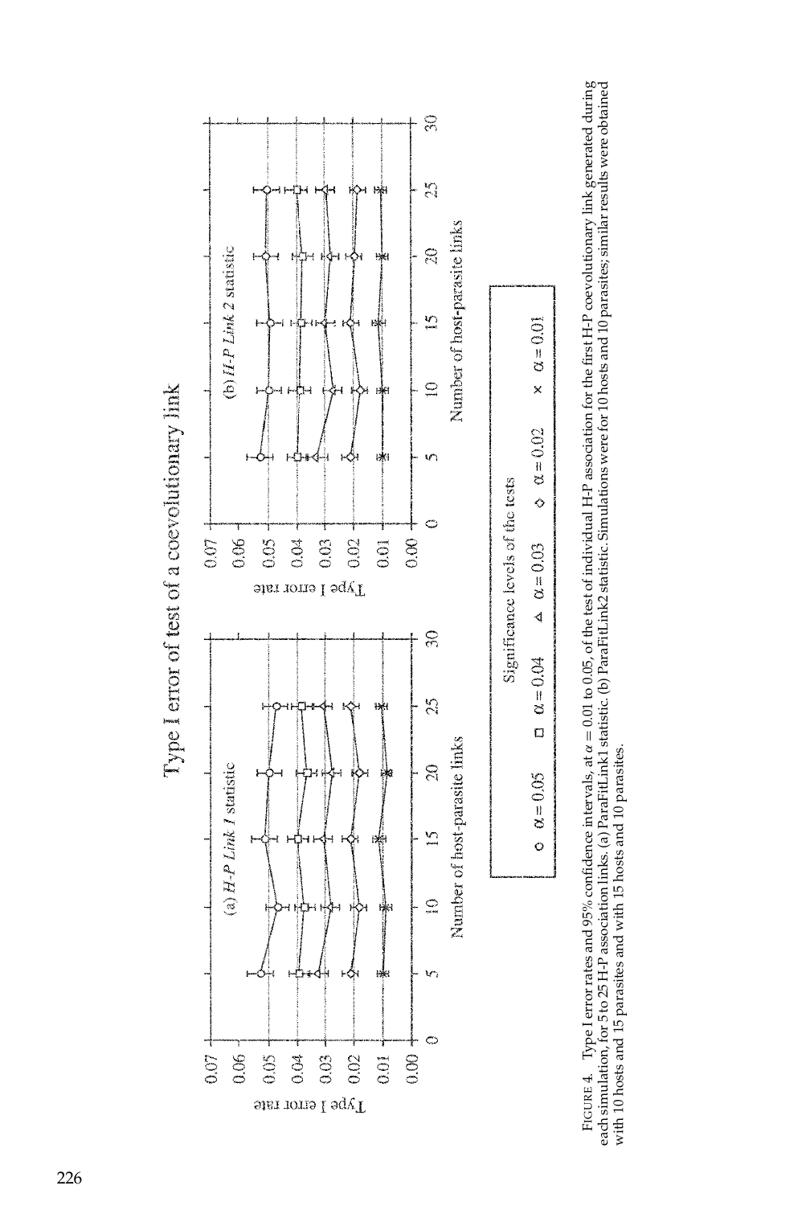Type I error of test of a coevolutionary link

(a) *H-P Link 1* statistic

Type I error rate

0.07
0.06
0.05
0.04
0.03
0.02
0.01
0.00

0 5 10 15 20 25 30

Number of host-parasite links

(b) *H-P Link 2* statistic

Type I error rate

0.07
0.06
0.05
0.04
0.03
0.02
0.01
0.00

0 5 10 15 20 25 30

Number of host-parasite links

Significance levels of the tests

○ $\alpha = 0.05$ □ $\alpha = 0.04$ △ $\alpha = 0.03$ ◇ $\alpha = 0.02$ × $\alpha = 0.01$

FIGURE 4. Type I error rates and 95% confidence intervals, at $\alpha = 0.01$ to 0.05, of the test of individual H-P association for the first H-P coevolutionary link generated during each simulation, for 5 to 25 H-P association links. (a) ParaFitLink1 statistic. (b) ParaFitLink2 statistic. Simulations were for 10 hosts and 10 parasites; similar results were obtained with 10 hosts and 15 parasites and with 15 hosts and 10 parasites.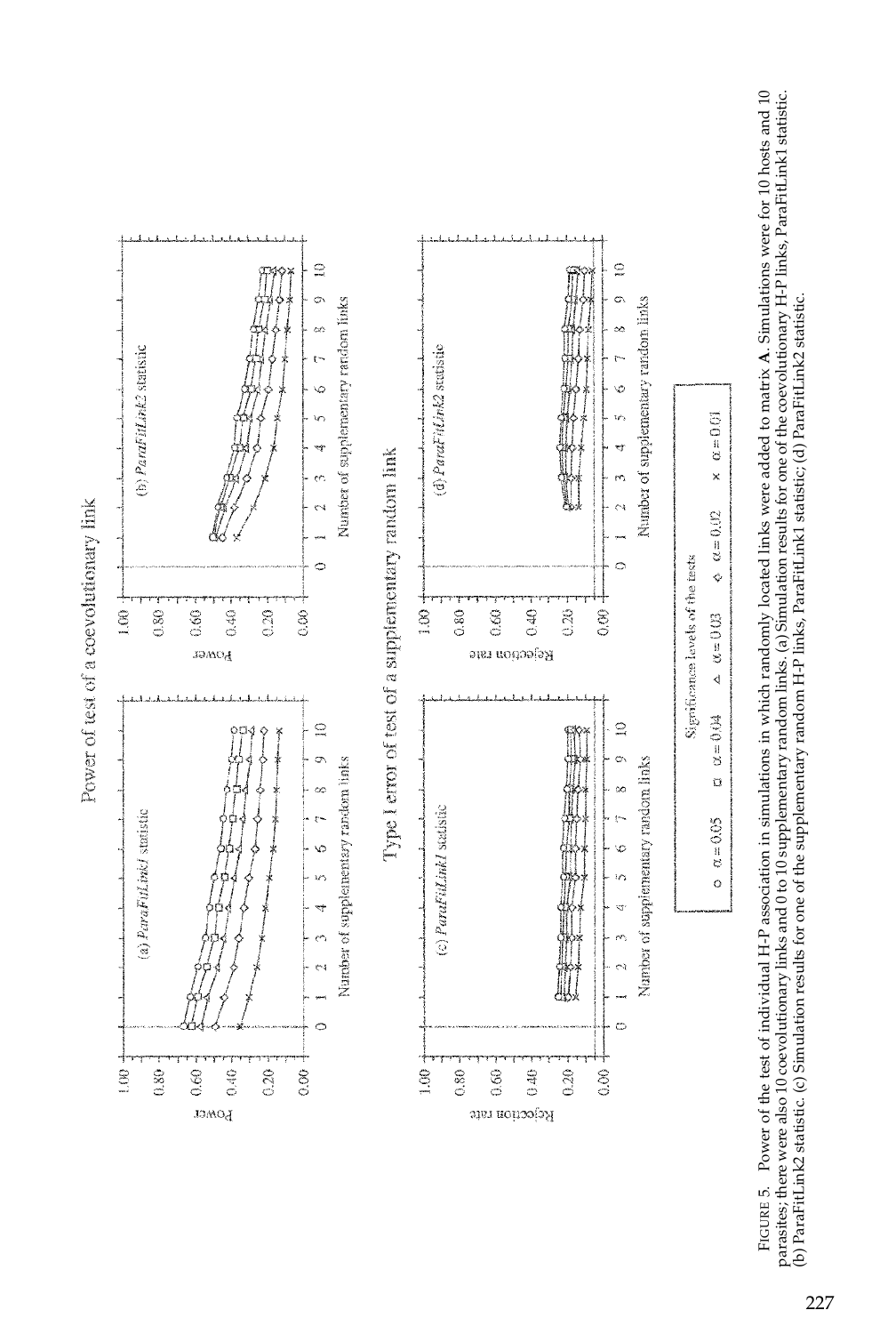Power of test of a coevolutionary link

(a) *ParaFitLink1* statistic

Power

1.00
0.80
0.60
0.40
0.20
0.00

0 1 2 3 4 5 6 7 8 9 10

Number of supplementary random links

(b) *ParaFitLink2* statistic

Power

1.00
0.80
0.60
0.40
0.20
0.00

0 1 2 3 4 5 6 7 8 9 10

Number of supplementary random links

Type I error of test of a supplementary random link

(c) *ParaFitLink1* statistic

Rejection rate

1.00
0.80
0.60
0.40
0.20
0.00

0 1 2 3 4 5 6 7 8 9 10

Number of supplementary random links

(d) *ParaFitLink2* statistic

Rejection rate

1.00
0.80
0.60
0.40
0.20
0.00

0 1 2 3 4 5 6 7 8 9 10

Number of supplementary random links

Significance levels of the tests

○ $\alpha = 0.05$ □ $\alpha = 0.04$ △ $\alpha = 0.03$ ◇ $\alpha = 0.02$ × $\alpha = 0.01$

FIGURE 5. Power of the test of individual H-P association in simulations in which randomly located links were added to matrix **A**. Simulations were for 10 hosts and 10 parasites; there were also 10 coevolutionary links and 0 to 10 supplementary random links. (a) Simulation results for one of the coevolutionary H-P links, ParaFitLink1 statistic. (b) ParaFitLink2 statistic. (c) Simulation results for one of the supplementary random H-P links, ParaFitLink1 statistic; (d) ParaFitLink2 statistic.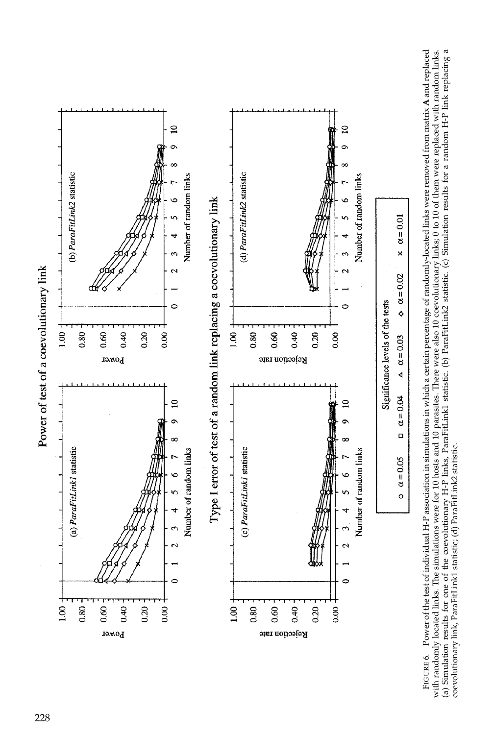Power of test of a coevolutionary link

(a) *ParaFitLink1* statistic

Power

1.00
0.80
0.60
0.40
0.20
0.00

0 1 2 3 4 5 6 7 8 9 10

Number of random links

(b) *ParaFitLink2* statistic

Power

1.00
0.80
0.60
0.40
0.20
0.00

0 1 2 3 4 5 6 7 8 9 10

Number of random links

Type I error of test of a random link replacing a coevolutionary link

(c) *ParaFitLink1* statistic

Rejection rate

1.00
0.80
0.60
0.40
0.20
0.00

0 1 2 3 4 5 6 7 8 9 10

Number of random links

(d) *ParaFitLink2* statistic

Rejection rate

1.00
0.80
0.60
0.40
0.20
0.00

0 1 2 3 4 5 6 7 8 9 10

Number of random links

Significance levels of the tests

○ $\alpha = 0.05$ □ $\alpha = 0.04$ △ $\alpha = 0.03$ ◇ $\alpha = 0.02$ × $\alpha = 0.01$

FIGURE 6. Power of the test of individual H-P association in simulations in which a certain percentage of randomly-located links were removed from matrix **A** and replaced with randomly located links. The simulations were for 10 hosts and 10 parasites. There were also 10 coevolutionary links; 0 to 10 of them were replaced with random links. (a) Simulation results for one of the coevolutionary H-P links, ParaFitLink1 statistic. (b) ParaFitLink2 statistic. (c) Simulation results for a random H-P link replacing a coevolutionary link, ParaFitLink1 statistic; (d) ParaFitLink2 statistic.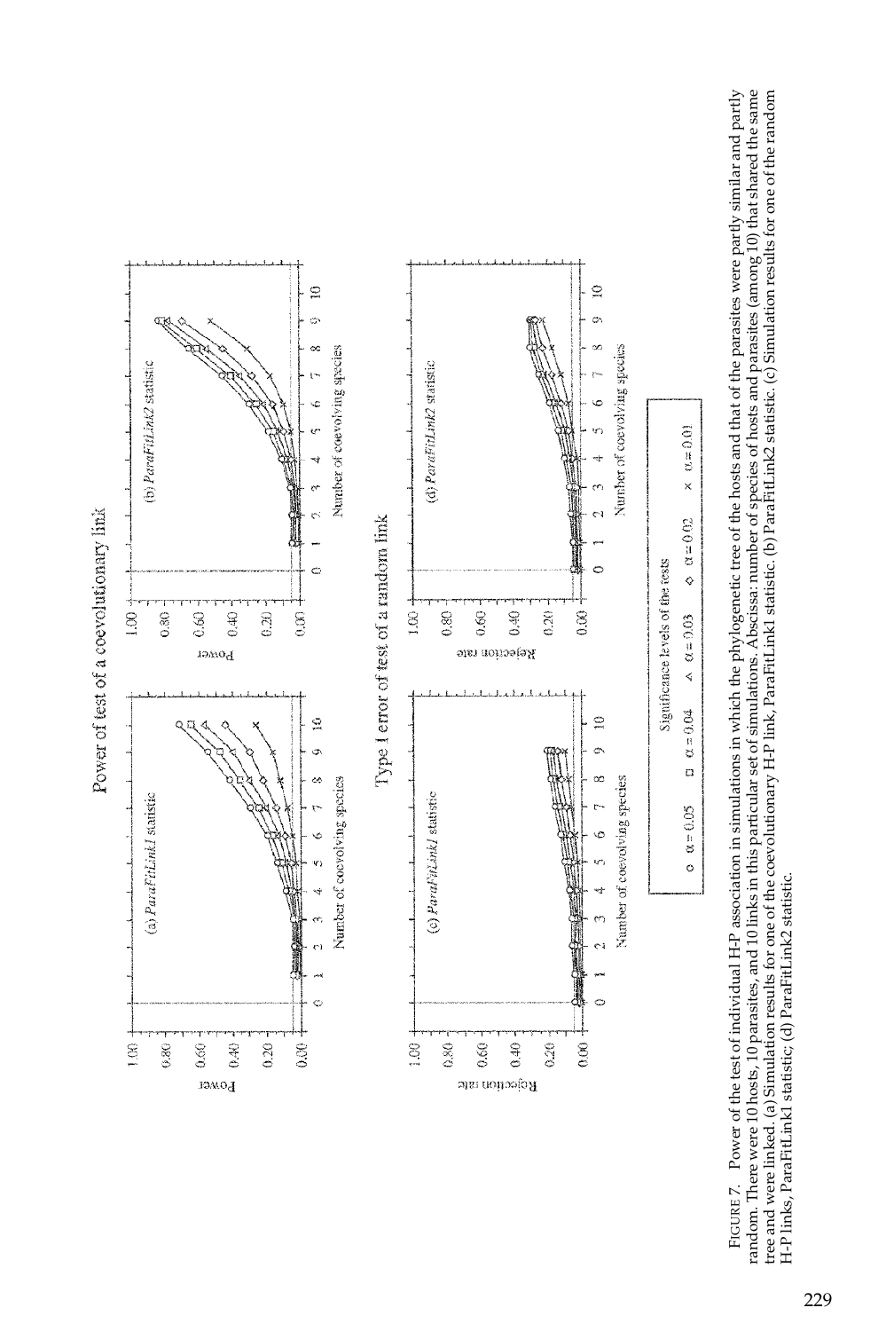Power of test of a coevolutionary link

(a) *ParaFitLink1* statistic

Power

1.00
0.80
0.60
0.40
0.20
0.00

0 1 2 3 4 5 6 7 8 9 10

Number of coevolving species

(b) *ParaFitLink2* statistic

Power

1.00
0.80
0.60
0.40
0.20
0.00

0 1 2 3 4 5 6 7 8 9 10

Number of coevolving species

Type I error of test of a random link

(c) *ParaFitLink1* statistic

Rejection rate

1.00
0.80
0.60
0.40
0.20
0.00

0 1 2 3 4 5 6 7 8 9 10

Number of coevolving species

(d) *ParaFitLink2* statistic

Rejection rate

1.00
0.80
0.60
0.40
0.20
0.00

0 1 2 3 4 5 6 7 8 9 10

Number of coevolving species

Significance levels of the tests

o $\alpha = 0.05$ □ $\alpha = 0.04$ △ $\alpha = 0.03$ ◇ $\alpha = 0.02$ × $\alpha = 0.01$

FIGURE 7. Power of the test of individual H-P association in simulations in which the phylogenetic tree of the hosts and that of the parasites were partly similar and partly random. There were 10 hosts, 10 parasites, and 10 links in this particular set of simulations. Abscissa: number of species of hosts and parasites (among 10) that shared the same tree and were linked. (a) Simulation results for one of the coevolutionary H-P link, ParaFitLink1 statistic. (b) ParaFitLink2 statistic. (c) Simulation results for one of the random H-P links, ParaFitLink1 statistic; (d) ParaFitLink2 statistic.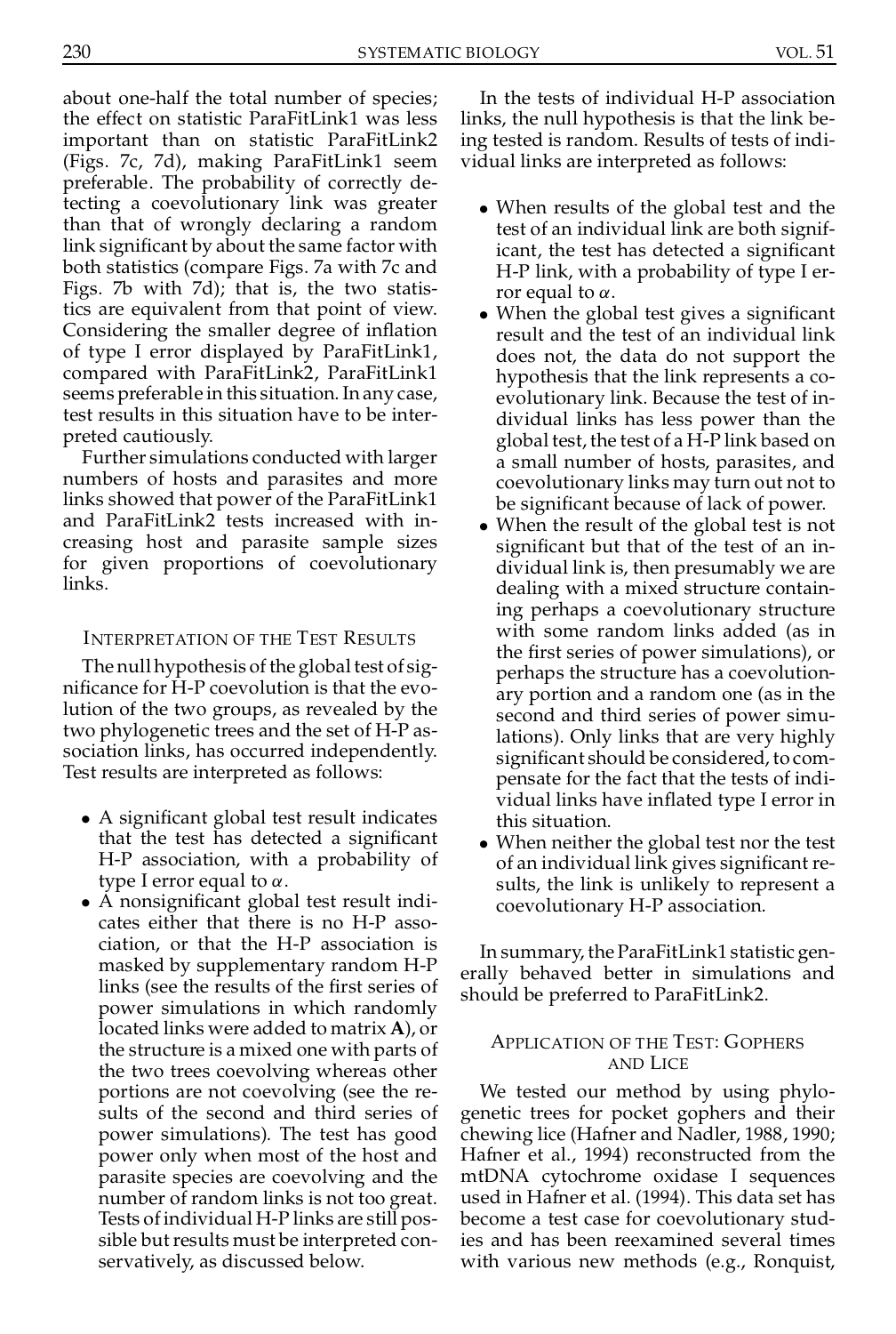about one-half the total number of species; the effect on statistic ParaFitLink1 was less important than on statistic ParaFitLink2 (Figs. 7c, 7d), making ParaFitLink1 seem preferable. The probability of correctly detecting a coevolutionary link was greater than that of wrongly declaring a random link significant by about the same factor with both statistics (compare Figs. 7a with 7c and Figs. 7b with 7d); that is, the two statistics are equivalent from that point of view. Considering the smaller degree of inflation of type I error displayed by ParaFitLink1, compared with ParaFitLink2, ParaFitLink1 seems preferable in this situation. In any case, test results in this situation have to be interpreted cautiously.

Further simulations conducted with larger numbers of hosts and parasites and more links showed that power of the ParaFitLink1 and ParaFitLink2 tests increased with increasing host and parasite sample sizes for given proportions of coevolutionary links.

## Interpretation of the Test Results

The null hypothesis of the global test of significance for H-P coevolution is that the evolution of the two groups, as revealed by the two phylogenetic trees and the set of H-P association links, has occurred independently. Test results are interpreted as follows:

- A significant global test result indicates that the test has detected a significant H-P association, with a probability of type I error equal to $\alpha$.
- A nonsignificant global test result indicates either that there is no H-P association, or that the H-P association is masked by supplementary random H-P links (see the results of the first series of power simulations in which randomly located links were added to matrix **A**), or the structure is a mixed one with parts of the two trees coevolving whereas other portions are not coevolving (see the results of the second and third series of power simulations). The test has good power only when most of the host and parasite species are coevolving and the number of random links is not too great. Tests of individual H-P links are still possible but results must be interpreted conservatively, as discussed below.

In the tests of individual H-P association links, the null hypothesis is that the link being tested is random. Results of tests of individual links are interpreted as follows:

- When results of the global test and the test of an individual link are both significant, the test has detected a significant H-P link, with a probability of type I error equal to $\alpha$.
- When the global test gives a significant result and the test of an individual link does not, the data do not support the hypothesis that the link represents a coevolutionary link. Because the test of individual links has less power than the global test, the test of a H-P link based on a small number of hosts, parasites, and coevolutionary links may turn out not to be significant because of lack of power.
- When the result of the global test is not significant but that of the test of an individual link is, then presumably we are dealing with a mixed structure containing perhaps a coevolutionary structure with some random links added (as in the first series of power simulations), or perhaps the structure has a coevolutionary portion and a random one (as in the second and third series of power simulations). Only links that are very highly significant should be considered, to compensate for the fact that the tests of individual links have inflated type I error in this situation.
- When neither the global test nor the test of an individual link gives significant results, the link is unlikely to represent a coevolutionary H-P association.

In summary, the ParaFitLink1 statistic generally behaved better in simulations and should be preferred to ParaFitLink2.

## Application of the Test: Gophers and Lice

We tested our method by using phylogenetic trees for pocket gophers and their chewing lice (Hafner and Nadler, 1988, 1990; Hafner et al., 1994) reconstructed from the mtDNA cytochrome oxidase I sequences used in Hafner et al. (1994). This data set has become a test case for coevolutionary studies and has been reexamined several times with various new methods (e.g., Ronquist,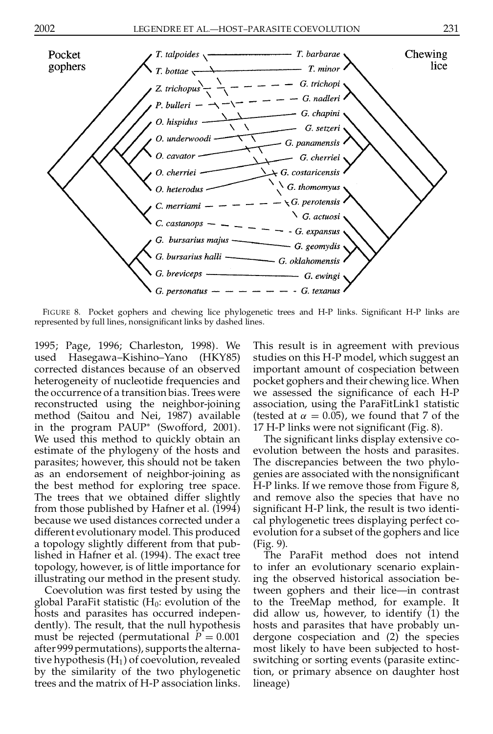FIGURE 8. Pocket gophers and chewing lice phylogenetic trees and H-P links. Significant H-P links are represented by full lines, nonsignificant links by dashed lines.

1995; Page, 1996; Charleston, 1998). We used Hasegawa–Kishino–Yano (HKY85) corrected distances because of an observed heterogeneity of nucleotide frequencies and the occurrence of a transition bias. Trees were reconstructed using the neighbor-joining method (Saitou and Nei, 1987) available in the program PAUP* (Swofford, 2001). We used this method to quickly obtain an estimate of the phylogeny of the hosts and parasites; however, this should not be taken as an endorsement of neighbor-joining as the best method for exploring tree space. The trees that we obtained differ slightly from those published by Hafner et al. (1994) because we used distances corrected under a different evolutionary model. This produced a topology slightly different from that published in Hafner et al. (1994). The exact tree topology, however, is of little importance for illustrating our method in the present study.

Coevolution was first tested by using the global ParaFit statistic ($H_0$: evolution of the hosts and parasites has occurred independently). The result, that the null hypothesis must be rejected (permutational $P = 0.001$ after 999 permutations), supports the alternative hypothesis ($H_1$) of coevolution, revealed by the similarity of the two phylogenetic trees and the matrix of H-P association links. This result is in agreement with previous studies on this H-P model, which suggest an important amount of cospeciation between pocket gophers and their chewing lice. When we assessed the significance of each H-P association, using the ParaFitLink1 statistic (tested at $\alpha = 0.05$), we found that 7 of the 17 H-P links were not significant (Fig. 8).

The significant links display extensive coevolution between the hosts and parasites. The discrepancies between the two phylogenies are associated with the nonsignificant H-P links. If we remove those from Figure 8, and remove also the species that have no significant H-P link, the result is two identical phylogenetic trees displaying perfect coevolution for a subset of the gophers and lice (Fig. 9).

The ParaFit method does not intend to infer an evolutionary scenario explaining the observed historical association between gophers and their lice—in contrast to the TreeMap method, for example. It did allow us, however, to identify (1) the hosts and parasites that have probably undergone cospeciation and (2) the species most likely to have been subjected to host-switching or sorting events (parasite extinction, or primary absence on daughter host lineage)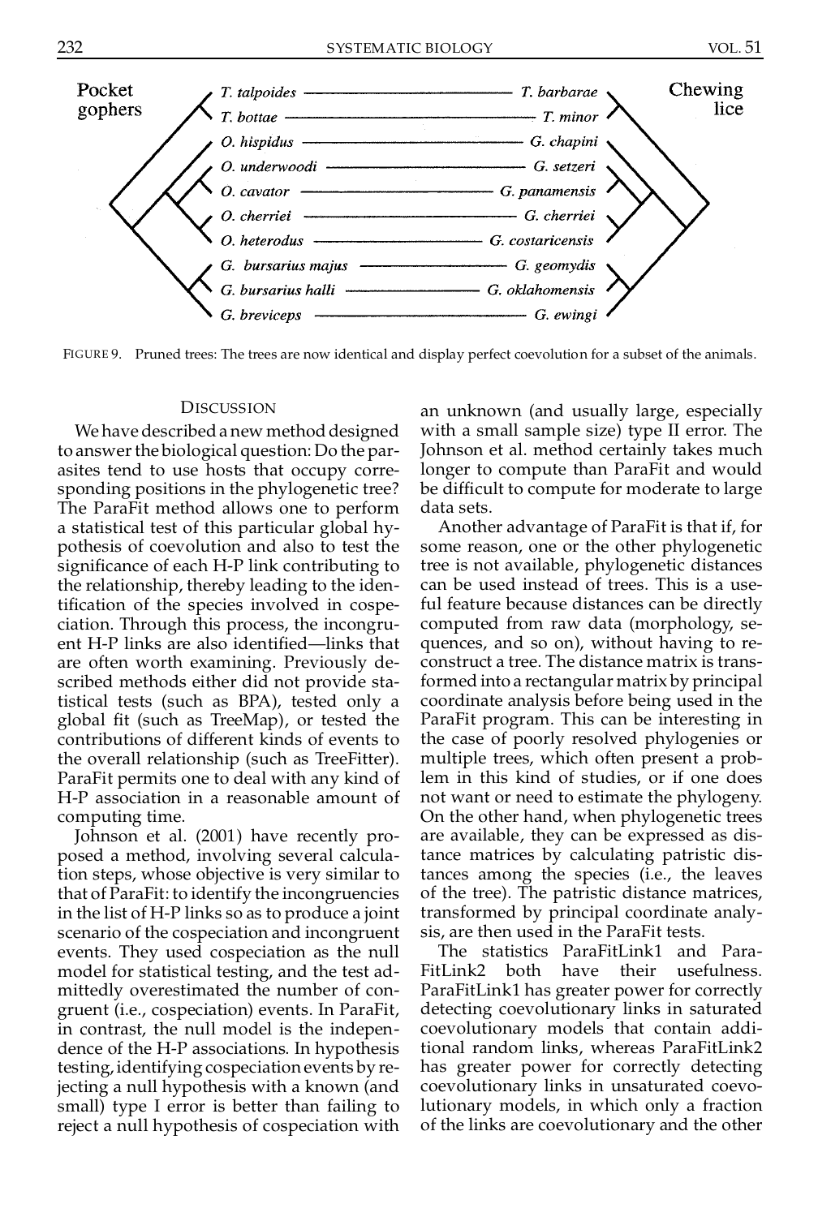Pocket gophers

Chewing lice

*T. talpoides* — *T. barbarae*

*T. bottae* — *T. minor*

*O. hispidus* — *G. chapini*

*O. underwoodi* — *G. setzeri*

*O. cavator* — *G. panamensis*

*O. cherriei* — *G. cherriei*

*O. heterodus* — *G. costaricensis*

*G. bursarius majus* — *G. geomydis*

*G. bursarius halli* — *G. oklahomensis*

*G. breviceps* — *G. ewingi*

FIGURE 9. Pruned trees: The trees are now identical and display perfect coevolution for a subset of the animals.

## DISCUSSION

We have described a new method designed to answer the biological question: Do the parasites tend to use hosts that occupy corresponding positions in the phylogenetic tree? The ParaFit method allows one to perform a statistical test of this particular global hypothesis of coevolution and also to test the significance of each H-P link contributing to the relationship, thereby leading to the identification of the species involved in cospeciation. Through this process, the incongruent H-P links are also identified—links that are often worth examining. Previously described methods either did not provide statistical tests (such as BPA), tested only a global fit (such as TreeMap), or tested the contributions of different kinds of events to the overall relationship (such as TreeFitter). ParaFit permits one to deal with any kind of H-P association in a reasonable amount of computing time.

Johnson et al. (2001) have recently proposed a method, involving several calculation steps, whose objective is very similar to that of ParaFit: to identify the incongruencies in the list of H-P links so as to produce a joint scenario of the cospeciation and incongruent events. They used cospeciation as the null model for statistical testing, and the test admittedly overestimated the number of congruent (i.e., cospeciation) events. In ParaFit, in contrast, the null model is the independence of the H-P associations. In hypothesis testing, identifying cospeciation events by rejecting a null hypothesis with a known (and small) type I error is better than failing to reject a null hypothesis of cospeciation with an unknown (and usually large, especially with a small sample size) type II error. The Johnson et al. method certainly takes much longer to compute than ParaFit and would be difficult to compute for moderate to large data sets.

Another advantage of ParaFit is that if, for some reason, one or the other phylogenetic tree is not available, phylogenetic distances can be used instead of trees. This is a useful feature because distances can be directly computed from raw data (morphology, sequences, and so on), without having to reconstruct a tree. The distance matrix is transformed into a rectangular matrix by principal coordinate analysis before being used in the ParaFit program. This can be interesting in the case of poorly resolved phylogenies or multiple trees, which often present a problem in this kind of studies, or if one does not want or need to estimate the phylogeny. On the other hand, when phylogenetic trees are available, they can be expressed as distance matrices by calculating patristic distances among the species (i.e., the leaves of the tree). The patristic distance matrices, transformed by principal coordinate analysis, are then used in the ParaFit tests.

The statistics ParaFitLink1 and ParaFitLink2 both have their usefulness. ParaFitLink1 has greater power for correctly detecting coevolutionary links in saturated coevolutionary models that contain additional random links, whereas ParaFitLink2 has greater power for correctly detecting coevolutionary links in unsaturated coevolutionary models, in which only a fraction of the links are coevolutionary and the other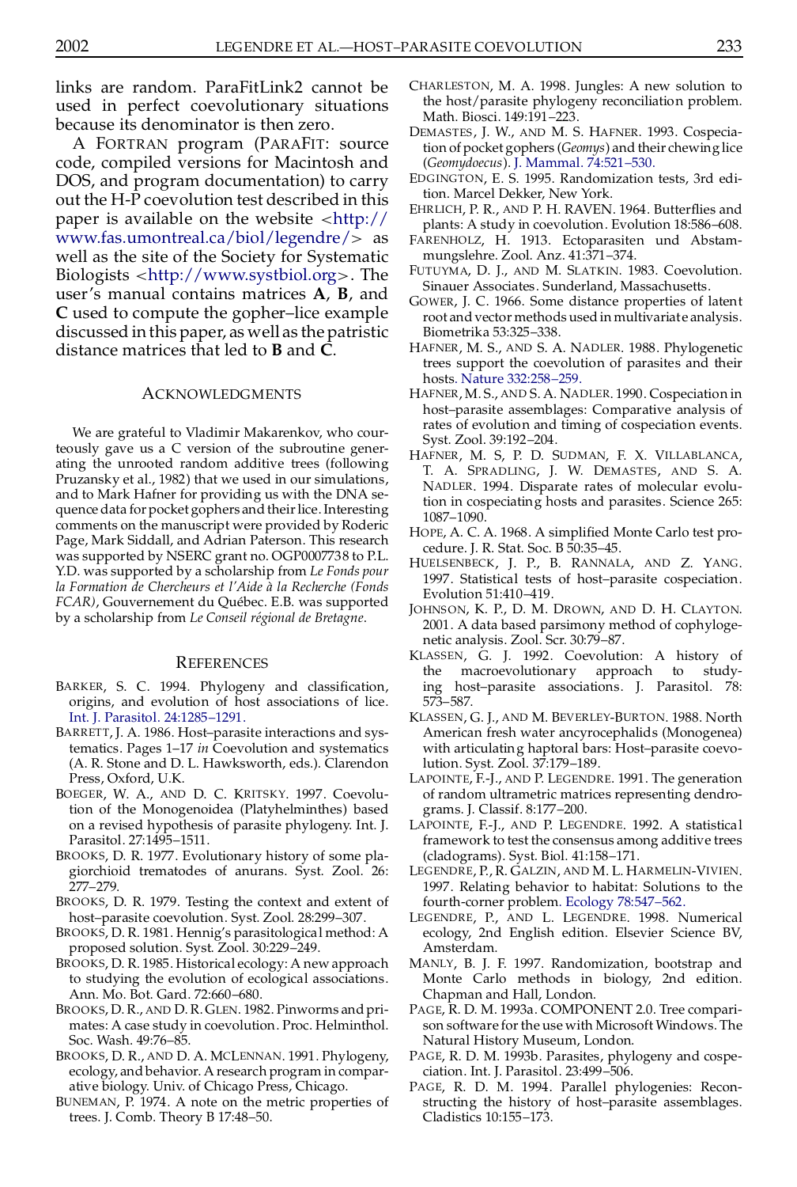links are random. ParaFitLink2 cannot be used in perfect coevolutionary situations because its denominator is then zero.

A FORTRAN program (PARAFIT: source code, compiled versions for Macintosh and DOS, and program documentation) to carry out the H-P coevolution test described in this paper is available on the website <http://www.fas.umontreal.ca/biol/legendre/> as well as the site of the Society for Systematic Biologists <http://www.systbiol.org>. The user's manual contains matrices **A**, **B**, and **C** used to compute the gopher–lice example discussed in this paper, as well as the patristic distance matrices that led to **B** and **C**.

## ACKNOWLEDGMENTS

We are grateful to Vladimir Makarenkov, who courteously gave us a C version of the subroutine generating the unrooted random additive trees (following Pruzansky et al., 1982) that we used in our simulations, and to Mark Hafner for providing us with the DNA sequence data for pocket gophers and their lice. Interesting comments on the manuscript were provided by Roderic Page, Mark Siddall, and Adrian Paterson. This research was supported by NSERC grant no. OGP0007738 to P.L. Y.D. was supported by a scholarship from *Le Fonds pour la Formation de Chercheurs et l'Aide à la Recherche (Fonds FCAR)*, Gouvernement du Québec. E.B. was supported by a scholarship from *Le Conseil régional de Bretagne*.

## REFERENCES

BARKER, S. C. 1994. Phylogeny and classification, origins, and evolution of host associations of lice. Int. J. Parasitol. 24:1285–1291.

BARRETT, J. A. 1986. Host–parasite interactions and systematics. Pages 1–17 *in* Coevolution and systematics (A. R. Stone and D. L. Hawksworth, eds.). Clarendon Press, Oxford, U.K.

BOEGER, W. A., AND D. C. KRITSKY. 1997. Coevolution of the Monogenoidea (Platyhelminthes) based on a revised hypothesis of parasite phylogeny. Int. J. Parasitol. 27:1495–1511.

BROOKS, D. R. 1977. Evolutionary history of some plagiorchioid trematodes of anurans. Syst. Zool. 26: 277–279.

BROOKS, D. R. 1979. Testing the context and extent of host–parasite coevolution. Syst. Zool. 28:299–307.

BROOKS, D. R. 1981. Hennig's parasitological method: A proposed solution. Syst. Zool. 30:229–249.

BROOKS, D. R. 1985. Historical ecology: A new approach to studying the evolution of ecological associations. Ann. Mo. Bot. Gard. 72:660–680.

BROOKS, D. R., AND D. R. GLEN. 1982. Pinworms and primates: A case study in coevolution. Proc. Helminthol. Soc. Wash. 49:76–85.

BROOKS, D. R., AND D. A. MCLENNAN. 1991. Phylogeny, ecology, and behavior. A research program in comparative biology. Univ. of Chicago Press, Chicago.

BUNEMAN, P. 1974. A note on the metric properties of trees. J. Comb. Theory B 17:48–50.

CHARLESTON, M. A. 1998. Jungles: A new solution to the host/parasite phylogeny reconciliation problem. Math. Biosci. 149:191–223.

DEMASTES, J. W., AND M. S. HAFNER. 1993. Cospeciation of pocket gophers (*Geomys*) and their chewing lice (*Geomydoecus*). J. Mammal. 74:521–530.

EDGINGTON, E. S. 1995. Randomization tests, 3rd edition. Marcel Dekker, New York.

EHRLICH, P. R., AND P. H. RAVEN. 1964. Butterflies and plants: A study in coevolution. Evolution 18:586–608.

FARENHOLZ, H. 1913. Ectoparasiten und Abstammungslehre. Zool. Anz. 41:371–374.

FUTUYMA, D. J., AND M. SLATKIN. 1983. Coevolution. Sinauer Associates. Sunderland, Massachusetts.

GOWER, J. C. 1966. Some distance properties of latent root and vector methods used in multivariate analysis. Biometrika 53:325–338.

HAFNER, M. S., AND S. A. NADLER. 1988. Phylogenetic trees support the coevolution of parasites and their hosts. Nature 332:258–259.

HAFNER, M. S., AND S. A. NADLER. 1990. Cospeciation in host–parasite assemblages: Comparative analysis of rates of evolution and timing of cospeciation events. Syst. Zool. 39:192–204.

HAFNER, M. S, P. D. SUDMAN, F. X. VILLABLANCA, T. A. SPRADLING, J. W. DEMASTES, AND S. A. NADLER. 1994. Disparate rates of molecular evolution in cospeciating hosts and parasites. Science 265: 1087–1090.

HOPE, A. C. A. 1968. A simplified Monte Carlo test procedure. J. R. Stat. Soc. B 50:35–45.

HUELSENBECK, J. P., B. RANNALA, AND Z. YANG. 1997. Statistical tests of host–parasite cospeciation. Evolution 51:410–419.

JOHNSON, K. P., D. M. DROWN, AND D. H. CLAYTON. 2001. A data based parsimony method of cophylogenetic analysis. Zool. Scr. 30:79–87.

KLASSEN, G. J. 1992. Coevolution: A history of the macroevolutionary approach to studying host–parasite associations. J. Parasitol. 78: 573–587.

KLASSEN, G. J., AND M. BEVERLEY-BURTON. 1988. North American fresh water ancyrocephalids (Monogenea) with articulating haptoral bars: Host–parasite coevolution. Syst. Zool. 37:179–189.

LAPOINTE, F.-J., AND P. LEGENDRE. 1991. The generation of random ultrametric matrices representing dendrograms. J. Classif. 8:177–200.

LAPOINTE, F.-J., AND P. LEGENDRE. 1992. A statistical framework to test the consensus among additive trees (cladograms). Syst. Biol. 41:158–171.

LEGENDRE, P., R. GALZIN, AND M. L. HARMELIN-VIVIEN. 1997. Relating behavior to habitat: Solutions to the fourth-corner problem. Ecology 78:547–562.

LEGENDRE, P., AND L. LEGENDRE. 1998. Numerical ecology, 2nd English edition. Elsevier Science BV, Amsterdam.

MANLY, B. J. F. 1997. Randomization, bootstrap and Monte Carlo methods in biology, 2nd edition. Chapman and Hall, London.

PAGE, R. D. M. 1993a. COMPONENT 2.0. Tree comparison software for the use with Microsoft Windows. The Natural History Museum, London.

PAGE, R. D. M. 1993b. Parasites, phylogeny and cospeciation. Int. J. Parasitol. 23:499–506.

PAGE, R. D. M. 1994. Parallel phylogenies: Reconstructing the history of host–parasite assemblages. Cladistics 10:155–173.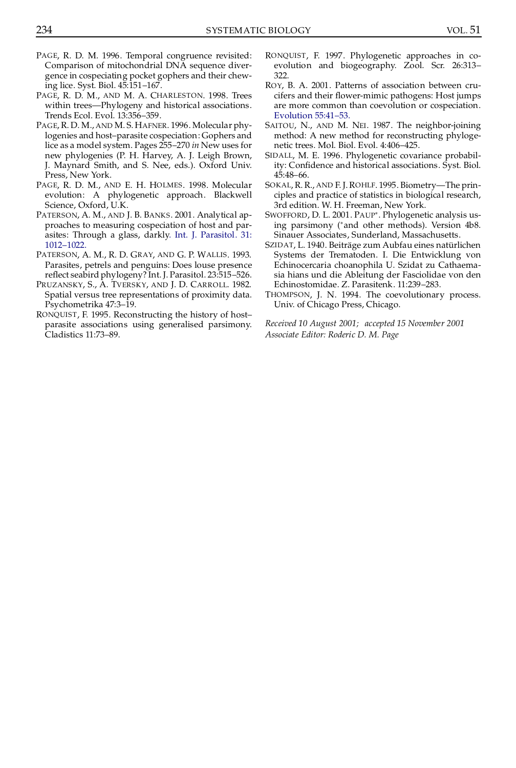PAGE, R. D. M. 1996. Temporal congruence revisited: Comparison of mitochondrial DNA sequence divergence in cospeciating pocket gophers and their chewing lice. Syst. Biol. 45:151–167.

PAGE, R. D. M., AND M. A. CHARLESTON. 1998. Trees within trees—Phylogeny and historical associations. Trends Ecol. Evol. 13:356–359.

PAGE, R. D. M., AND M. S. HAFNER. 1996. Molecular phylogenies and host–parasite cospeciation: Gophers and lice as a model system. Pages 255–270 *in* New uses for new phylogenies (P. H. Harvey, A. J. Leigh Brown, J. Maynard Smith, and S. Nee, eds.). Oxford Univ. Press, New York.

PAGE, R. D. M., AND E. H. HOLMES. 1998. Molecular evolution: A phylogenetic approach. Blackwell Science, Oxford, U.K.

PATERSON, A. M., AND J. B. BANKS. 2001. Analytical approaches to measuring cospeciation of host and parasites: Through a glass, darkly. Int. J. Parasitol. 31: 1012–1022.

PATERSON, A. M., R. D. GRAY, AND G. P. WALLIS. 1993. Parasites, petrels and penguins: Does louse presence reflect seabird phylogeny? Int. J. Parasitol. 23:515–526.

PRUZANSKY, S., A. TVERSKY, AND J. D. CARROLL. 1982. Spatial versus tree representations of proximity data. Psychometrika 47:3–19.

RONQUIST, F. 1995. Reconstructing the history of host–parasite associations using generalised parsimony. Cladistics 11:73–89.

RONQUIST, F. 1997. Phylogenetic approaches in coevolution and biogeography. Zool. Scr. 26:313–322.

ROY, B. A. 2001. Patterns of association between crucifers and their flower-mimic pathogens: Host jumps are more common than coevolution or cospeciation. Evolution 55:41–53.

SAITOU, N., AND M. NEI. 1987. The neighbor-joining method: A new method for reconstructing phylogenetic trees. Mol. Biol. Evol. 4:406–425.

SIDALL, M. E. 1996. Phylogenetic covariance probability: Confidence and historical associations. Syst. Biol. 45:48–66.

SOKAL, R. R., AND F. J. ROHLF. 1995. Biometry—The principles and practice of statistics in biological research, 3rd edition. W. H. Freeman, New York.

SWOFFORD, D. L. 2001. PAUP*. Phylogenetic analysis using parsimony (*and other methods). Version 4b8. Sinauer Associates, Sunderland, Massachusetts.

SZIDAT, L. 1940. Beiträge zum Aubfau eines natürlichen Systems der Trematoden. I. Die Entwicklung von Echinocercaria choanophila U. Szidat zu Cathaemasia hians und die Ableitung der Fasciolidae von den Echinostomidae. Z. Parasitenk. 11:239–283.

THOMPSON, J. N. 1994. The coevolutionary process. Univ. of Chicago Press, Chicago.

*Received 10 August 2001; accepted 15 November 2001*
*Associate Editor: Roderic D. M. Page*